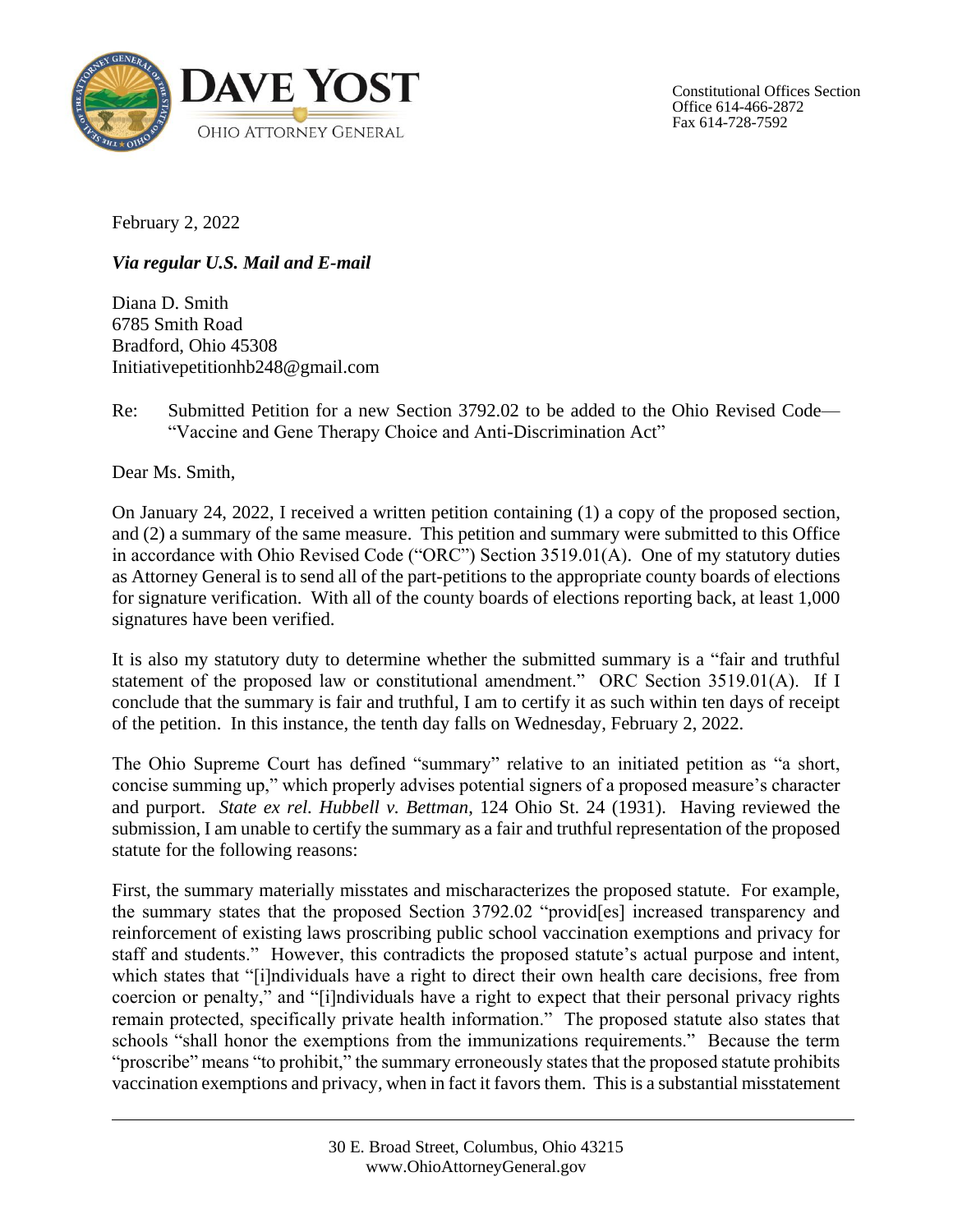**DAVE YOST**
OHIO ATTORNEY GENERAL

Constitutional Offices Section
Office 614-466-2872
Fax 614-728-7592

February 2, 2022

***Via regular U.S. Mail and E-mail***

Diana D. Smith
6785 Smith Road
Bradford, Ohio 45308
Initiativepetitionhb248@gmail.com

Re: Submitted Petition for a new Section 3792.02 to be added to the Ohio Revised Code—"Vaccine and Gene Therapy Choice and Anti-Discrimination Act"

Dear Ms. Smith,

On January 24, 2022, I received a written petition containing (1) a copy of the proposed section, and (2) a summary of the same measure. This petition and summary were submitted to this Office in accordance with Ohio Revised Code ("ORC") Section 3519.01(A). One of my statutory duties as Attorney General is to send all of the part-petitions to the appropriate county boards of elections for signature verification. With all of the county boards of elections reporting back, at least 1,000 signatures have been verified.

It is also my statutory duty to determine whether the submitted summary is a "fair and truthful statement of the proposed law or constitutional amendment." ORC Section 3519.01(A). If I conclude that the summary is fair and truthful, I am to certify it as such within ten days of receipt of the petition. In this instance, the tenth day falls on Wednesday, February 2, 2022.

The Ohio Supreme Court has defined "summary" relative to an initiated petition as "a short, concise summing up," which properly advises potential signers of a proposed measure's character and purport. *State ex rel. Hubbell v. Bettman*, 124 Ohio St. 24 (1931). Having reviewed the submission, I am unable to certify the summary as a fair and truthful representation of the proposed statute for the following reasons:

First, the summary materially misstates and mischaracterizes the proposed statute. For example, the summary states that the proposed Section 3792.02 "provid[es] increased transparency and reinforcement of existing laws proscribing public school vaccination exemptions and privacy for staff and students." However, this contradicts the proposed statute's actual purpose and intent, which states that "[i]ndividuals have a right to direct their own health care decisions, free from coercion or penalty," and "[i]ndividuals have a right to expect that their personal privacy rights remain protected, specifically private health information." The proposed statute also states that schools "shall honor the exemptions from the immunizations requirements." Because the term "proscribe" means "to prohibit," the summary erroneously states that the proposed statute prohibits vaccination exemptions and privacy, when in fact it favors them. This is a substantial misstatement

30 E. Broad Street, Columbus, Ohio 43215
www.OhioAttorneyGeneral.gov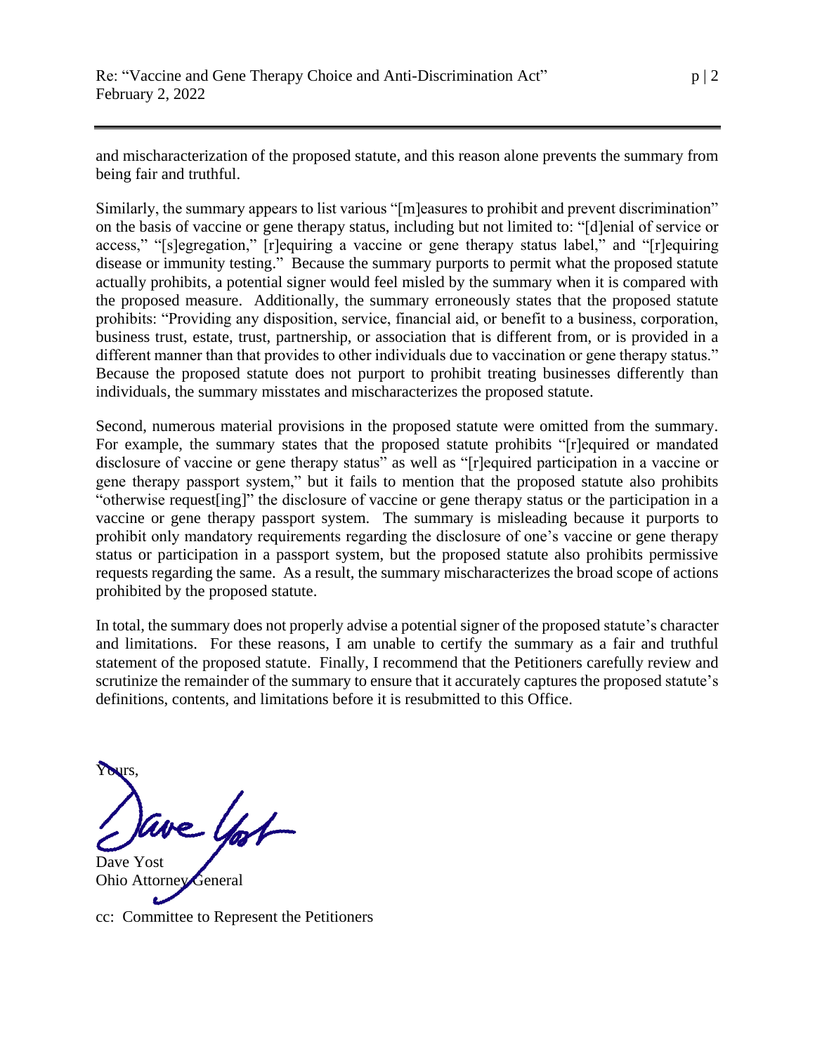and mischaracterization of the proposed statute, and this reason alone prevents the summary from being fair and truthful.

Similarly, the summary appears to list various "[m]easures to prohibit and prevent discrimination" on the basis of vaccine or gene therapy status, including but not limited to: "[d]enial of service or access," "[s]egregation," [r]equiring a vaccine or gene therapy status label," and "[r]equiring disease or immunity testing." Because the summary purports to permit what the proposed statute actually prohibits, a potential signer would feel misled by the summary when it is compared with the proposed measure. Additionally, the summary erroneously states that the proposed statute prohibits: "Providing any disposition, service, financial aid, or benefit to a business, corporation, business trust, estate, trust, partnership, or association that is different from, or is provided in a different manner than that provides to other individuals due to vaccination or gene therapy status." Because the proposed statute does not purport to prohibit treating businesses differently than individuals, the summary misstates and mischaracterizes the proposed statute.

Second, numerous material provisions in the proposed statute were omitted from the summary. For example, the summary states that the proposed statute prohibits "[r]equired or mandated disclosure of vaccine or gene therapy status" as well as "[r]equired participation in a vaccine or gene therapy passport system," but it fails to mention that the proposed statute also prohibits "otherwise request[ing]" the disclosure of vaccine or gene therapy status or the participation in a vaccine or gene therapy passport system. The summary is misleading because it purports to prohibit only mandatory requirements regarding the disclosure of one's vaccine or gene therapy status or participation in a passport system, but the proposed statute also prohibits permissive requests regarding the same. As a result, the summary mischaracterizes the broad scope of actions prohibited by the proposed statute.

In total, the summary does not properly advise a potential signer of the proposed statute's character and limitations. For these reasons, I am unable to certify the summary as a fair and truthful statement of the proposed statute. Finally, I recommend that the Petitioners carefully review and scrutinize the remainder of the summary to ensure that it accurately captures the proposed statute's definitions, contents, and limitations before it is resubmitted to this Office.

Yours,

Dave Yost
Ohio Attorney General

cc: Committee to Represent the Petitioners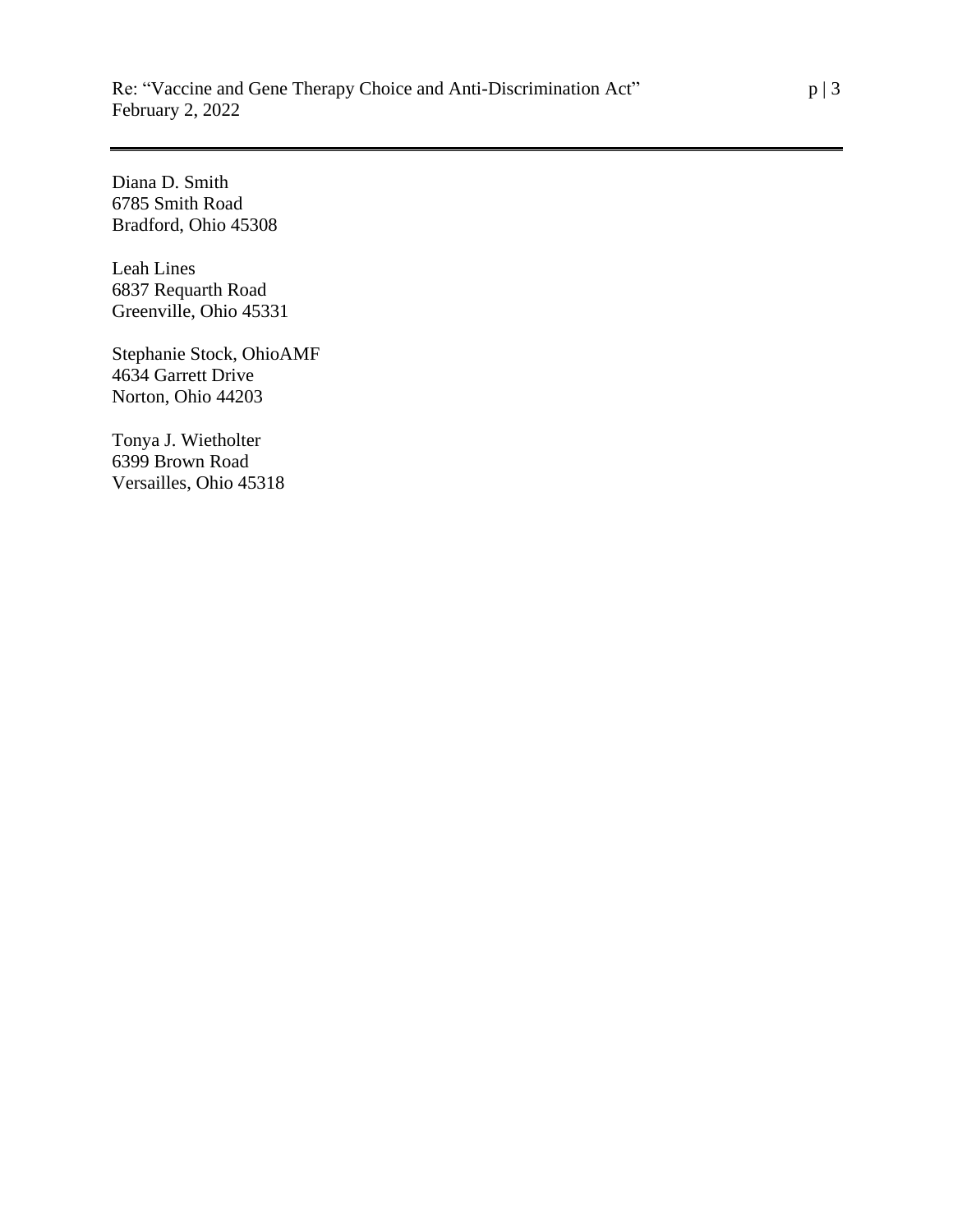Diana D. Smith
6785 Smith Road
Bradford, Ohio 45308

Leah Lines
6837 Requarth Road
Greenville, Ohio 45331

Stephanie Stock, OhioAMF
4634 Garrett Drive
Norton, Ohio 44203

Tonya J. Wietholter
6399 Brown Road
Versailles, Ohio 45318